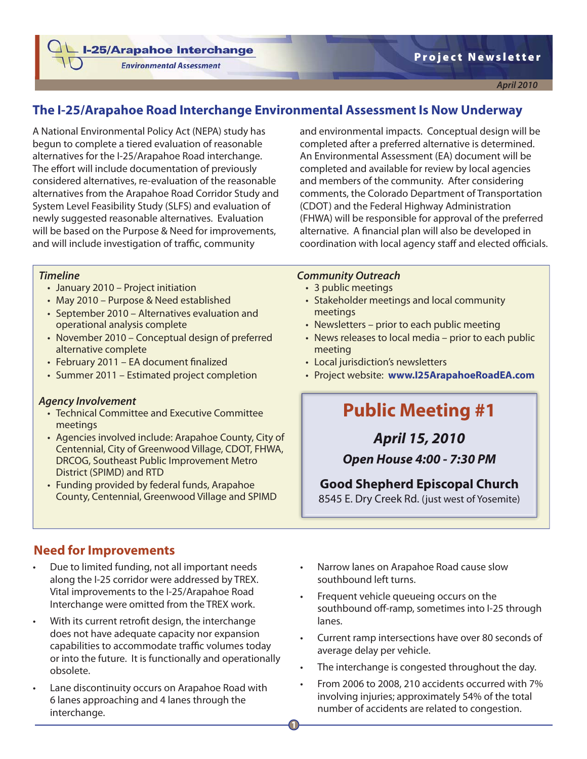# I-25/Arapahoe Interchange

*Environmental Assessment*

**Project Newsletter**

*April 2010*

## The I-25/Arapahoe Road Interchange Environmental Assessment Is Now Underway

A National Environmental Policy Act (NEPA) study has begun to complete a tiered evaluation of reasonable alternatives for the I-25/Arapahoe Road interchange. The effort will include documentation of previously considered alternatives, re-evaluation of the reasonable alternatives from the Arapahoe Road Corridor Study and System Level Feasibility Study (SLFS) and evaluation of newly suggested reasonable alternatives. Evaluation will be based on the Purpose & Need for improvements, and will include investigation of traffic, community and environmental impacts. Conceptual design will be completed after a preferred alternative is determined. An Environmental Assessment (EA) document will be completed and available for review by local agencies and members of the community. After considering comments, the Colorado Department of Transportation (CDOT) and the Federal Highway Administration (FHWA) will be responsible for approval of the preferred alternative. A financial plan will also be developed in coordination with local agency staff and elected officials.

### *Timeline*

- January 2010 – Project initiation
- May 2010 – Purpose & Need established
- September 2010 – Alternatives evaluation and operational analysis complete
- November 2010 – Conceptual design of preferred alternative complete
- February 2011 – EA document finalized
- Summer 2011 – Estimated project completion

### *Agency Involvement*

- Technical Committee and Executive Committee meetings
- Agencies involved include: Arapahoe County, City of Centennial, City of Greenwood Village, CDOT, FHWA, DRCOG, Southeast Public Improvement Metro District (SPIMD) and RTD
- Funding provided by federal funds, Arapahoe County, Centennial, Greenwood Village and SPIMD

### *Community Outreach*

- 3 public meetings
- Stakeholder meetings and local community meetings
- Newsletters – prior to each public meeting
- News releases to local media – prior to each public meeting
- Local jurisdiction's newsletters
- Project website: **www.I25ArapahoeRoadEA.com**

## Public Meeting #1

***April 15, 2010***

***Open House 4:00 - 7:30 PM***

**Good Shepherd Episcopal Church**

8545 E. Dry Creek Rd. (just west of Yosemite)

## Need for Improvements

- Due to limited funding, not all important needs along the I-25 corridor were addressed by TREX. Vital improvements to the I-25/Arapahoe Road Interchange were omitted from the TREX work.
- With its current retrofit design, the interchange does not have adequate capacity nor expansion capabilities to accommodate traffic volumes today or into the future. It is functionally and operationally obsolete.
- Lane discontinuity occurs on Arapahoe Road with 6 lanes approaching and 4 lanes through the interchange.
- Narrow lanes on Arapahoe Road cause slow southbound left turns.
- Frequent vehicle queueing occurs on the southbound off-ramp, sometimes into I-25 through lanes.
- Current ramp intersections have over 80 seconds of average delay per vehicle.
- The interchange is congested throughout the day.
- From 2006 to 2008, 210 accidents occurred with 7% involving injuries; approximately 54% of the total number of accidents are related to congestion.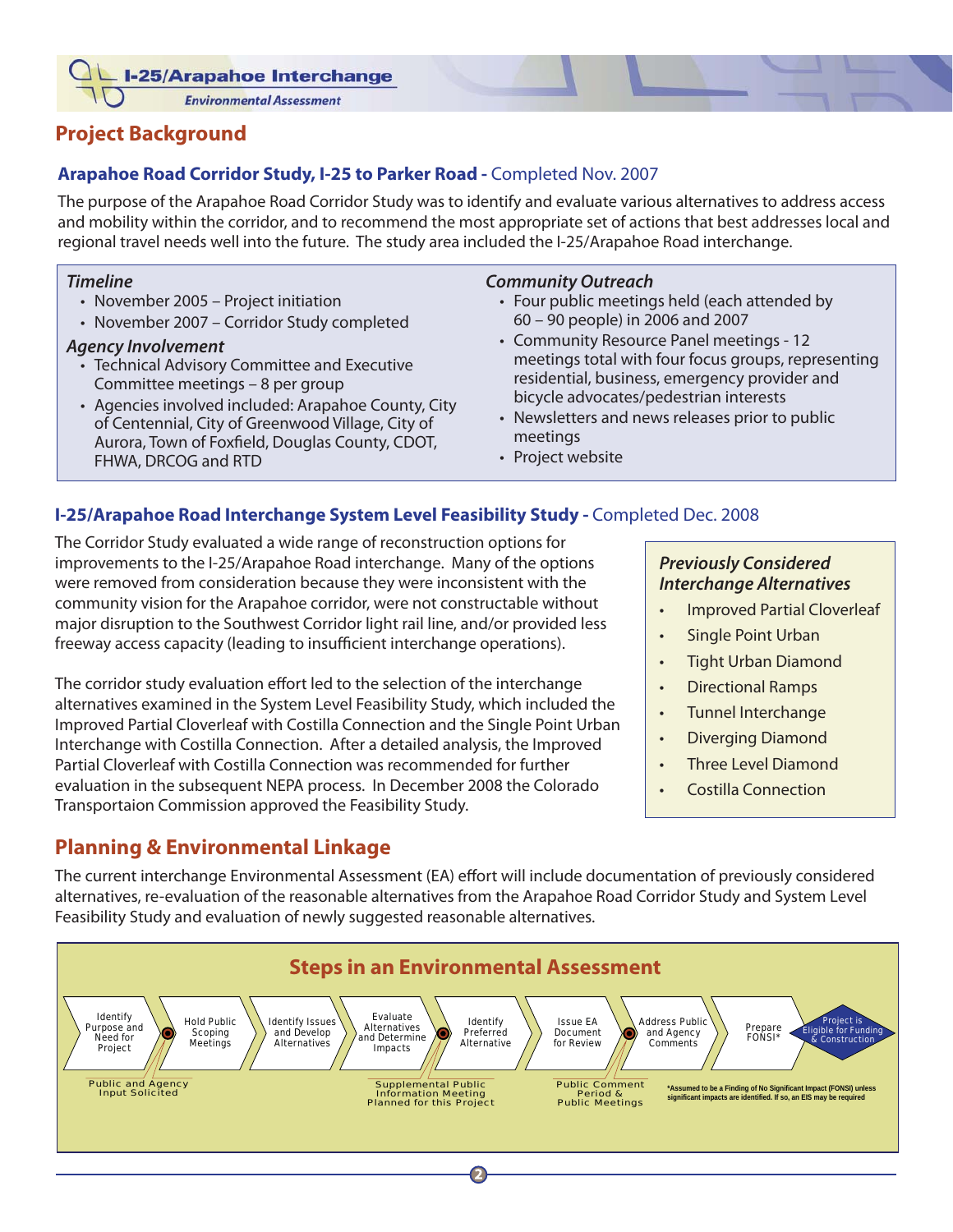# Project Background

### **Arapahoe Road Corridor Study, I-25 to Parker Road -** Completed Nov. 2007

The purpose of the Arapahoe Road Corridor Study was to identify and evaluate various alternatives to address access and mobility within the corridor, and to recommend the most appropriate set of actions that best addresses local and regional travel needs well into the future. The study area included the I-25/Arapahoe Road interchange.

***Timeline***

- November 2005 – Project initiation
- November 2007 – Corridor Study completed

***Agency Involvement***

- Technical Advisory Committee and Executive Committee meetings – 8 per group
- Agencies involved included: Arapahoe County, City of Centennial, City of Greenwood Village, City of Aurora, Town of Foxfield, Douglas County, CDOT, FHWA, DRCOG and RTD

***Community Outreach***

- Four public meetings held (each attended by 60 – 90 people) in 2006 and 2007
- Community Resource Panel meetings - 12 meetings total with four focus groups, representing residential, business, emergency provider and bicycle advocates/pedestrian interests
- Newsletters and news releases prior to public meetings
- Project website

### **I-25/Arapahoe Road Interchange System Level Feasibility Study -** Completed Dec. 2008

The Corridor Study evaluated a wide range of reconstruction options for improvements to the I-25/Arapahoe Road interchange. Many of the options were removed from consideration because they were inconsistent with the community vision for the Arapahoe corridor, were not constructable without major disruption to the Southwest Corridor light rail line, and/or provided less freeway access capacity (leading to insufficient interchange operations).

The corridor study evaluation effort led to the selection of the interchange alternatives examined in the System Level Feasibility Study, which included the Improved Partial Cloverleaf with Costilla Connection and the Single Point Urban Interchange with Costilla Connection. After a detailed analysis, the Improved Partial Cloverleaf with Costilla Connection was recommended for further evaluation in the subsequent NEPA process. In December 2008 the Colorado Transportaion Commission approved the Feasibility Study.

***Previously Considered Interchange Alternatives***

- Improved Partial Cloverleaf
- Single Point Urban
- Tight Urban Diamond
- Directional Ramps
- Tunnel Interchange
- Diverging Diamond
- Three Level Diamond
- Costilla Connection

# Planning & Environmental Linkage

The current interchange Environmental Assessment (EA) effort will include documentation of previously considered alternatives, re-evaluation of the reasonable alternatives from the Arapahoe Road Corridor Study and System Level Feasibility Study and evaluation of newly suggested reasonable alternatives.

## Steps in an Environmental Assessment

1. Identify Purpose and Need for Project
2. Hold Public Scoping Meetings
3. Identify Issues and Develop Alternatives
4. Evaluate Alternatives and Determine Impacts
5. Identify Preferred Alternative
6. Issue EA Document for Review
7. Address Public and Agency Comments
8. Prepare FONSI*
9. Project is Eligible for Funding & Construction

Public and Agency Input Solicited

Supplemental Public Information Meeting Planned for this Project

Public Comment Period & Public Meetings

*Assumed to be a Finding of No Significant Impact (FONSI) unless significant impacts are identified. If so, an EIS may be required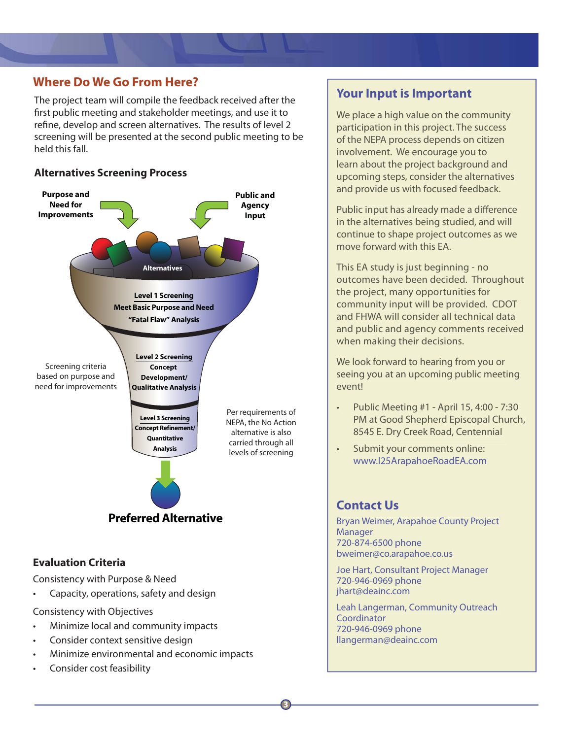## Where Do We Go From Here?

The project team will compile the feedback received after the first public meeting and stakeholder meetings, and use it to refine, develop and screen alternatives. The results of level 2 screening will be presented at the second public meeting to be held this fall.

### Alternatives Screening Process

**Purpose and Need for Improvements**

**Public and Agency Input**

**Alternatives**

**Level 1 Screening**
**Meet Basic Purpose and Need**
**"Fatal Flaw" Analysis**

**Level 2 Screening**
**Concept Development/**
**Qualitative Analysis**

Screening criteria based on purpose and need for improvements

**Level 3 Screening**
**Concept Refinement/**
**Quantitative Analysis**

Per requirements of NEPA, the No Action alternative is also carried through all levels of screening

**Preferred Alternative**

### Evaluation Criteria

Consistency with Purpose & Need

- Capacity, operations, safety and design

Consistency with Objectives

- Minimize local and community impacts
- Consider context sensitive design
- Minimize environmental and economic impacts
- Consider cost feasibility

## Your Input is Important

We place a high value on the community participation in this project. The success of the NEPA process depends on citizen involvement. We encourage you to learn about the project background and upcoming steps, consider the alternatives and provide us with focused feedback.

Public input has already made a difference in the alternatives being studied, and will continue to shape project outcomes as we move forward with this EA.

This EA study is just beginning - no outcomes have been decided. Throughout the project, many opportunities for community input will be provided. CDOT and FHWA will consider all technical data and public and agency comments received when making their decisions.

We look forward to hearing from you or seeing you at an upcoming public meeting event!

- Public Meeting #1 - April 15, 4:00 - 7:30 PM at Good Shepherd Episcopal Church, 8545 E. Dry Creek Road, Centennial
- Submit your comments online: www.I25ArapahoeRoadEA.com

## Contact Us

Bryan Weimer, Arapahoe County Project Manager
720-874-6500 phone
bweimer@co.arapahoe.co.us

Joe Hart, Consultant Project Manager
720-946-0969 phone
jhart@deainc.com

Leah Langerman, Community Outreach Coordinator
720-946-0969 phone
llangerman@deainc.com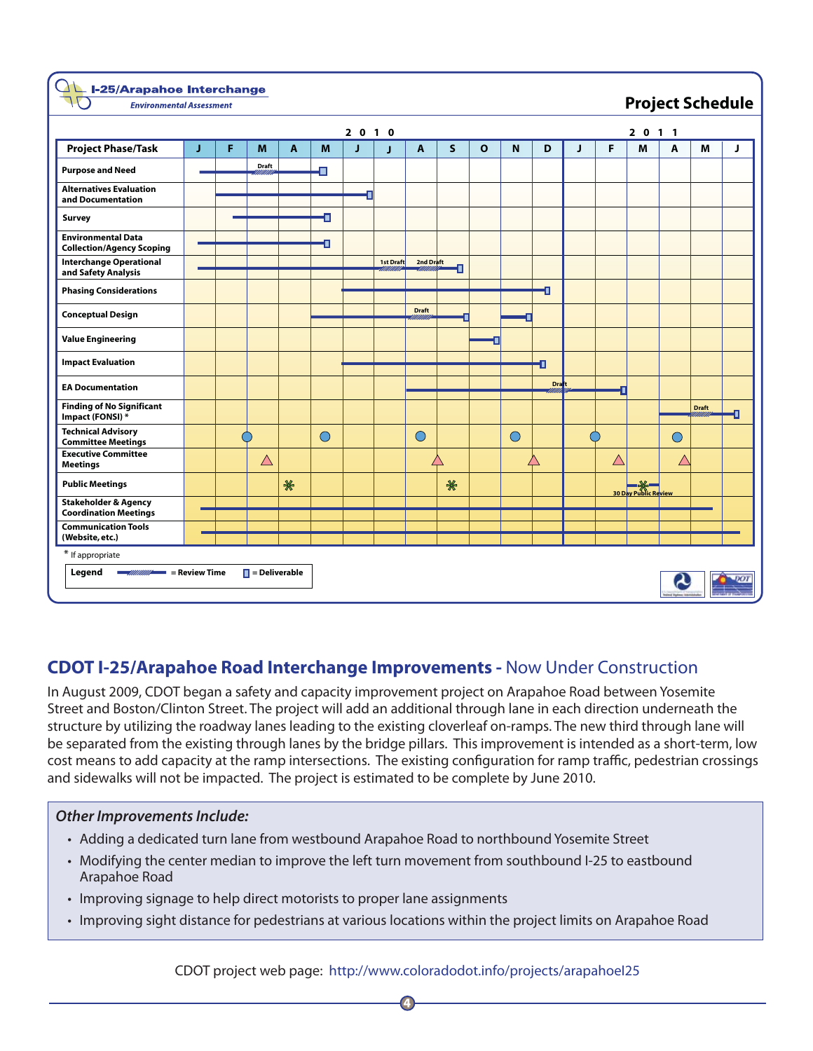I-25/Arapahoe Interchange

*Environmental Assessment*

## Project Schedule

2010

2011

Project Phase/Task

J F M A M J J A S O N D J F M A M J

Purpose and Need

Draft

Alternatives Evaluation and Documentation

Survey

Environmental Data Collection/Agency Scoping

Interchange Operational and Safety Analysis

1st Draft

2nd Draft

Phasing Considerations

Conceptual Design

Draft

Value Engineering

Impact Evaluation

EA Documentation

Draft

Finding of No Significant Impact (FONSI) *

Draft

Technical Advisory Committee Meetings

Executive Committee Meetings

Public Meetings

30 Day Public Review

Stakeholder & Agency Coordination Meetings

Communication Tools (Website, etc.)

\* If appropriate

Legend = Review Time = Deliverable

## CDOT I-25/Arapahoe Road Interchange Improvements - Now Under Construction

In August 2009, CDOT began a safety and capacity improvement project on Arapahoe Road between Yosemite Street and Boston/Clinton Street. The project will add an additional through lane in each direction underneath the structure by utilizing the roadway lanes leading to the existing cloverleaf on-ramps. The new third through lane will be separated from the existing through lanes by the bridge pillars. This improvement is intended as a short-term, low cost means to add capacity at the ramp intersections. The existing configuration for ramp traffic, pedestrian crossings and sidewalks will not be impacted. The project is estimated to be complete by June 2010.

*Other Improvements Include:*

- Adding a dedicated turn lane from westbound Arapahoe Road to northbound Yosemite Street
- Modifying the center median to improve the left turn movement from southbound I-25 to eastbound Arapahoe Road
- Improving signage to help direct motorists to proper lane assignments
- Improving sight distance for pedestrians at various locations within the project limits on Arapahoe Road

CDOT project web page: http://www.coloradodot.info/projects/arapahoeI25